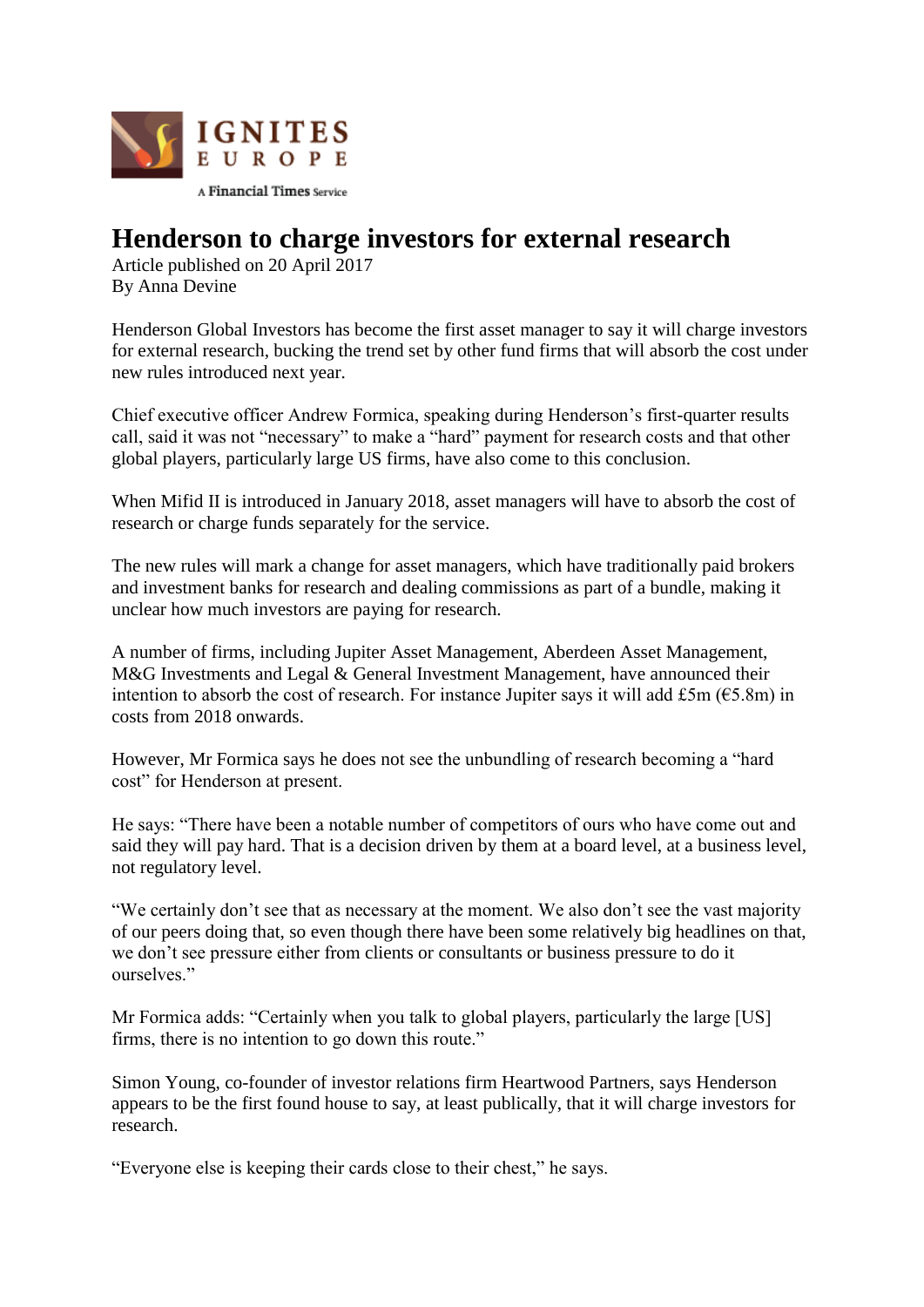IGNITES EUROPE

A Financial Times Service

# Henderson to charge investors for external research

Article published on 20 April 2017
By Anna Devine

Henderson Global Investors has become the first asset manager to say it will charge investors for external research, bucking the trend set by other fund firms that will absorb the cost under new rules introduced next year.

Chief executive officer Andrew Formica, speaking during Henderson's first-quarter results call, said it was not "necessary" to make a "hard" payment for research costs and that other global players, particularly large US firms, have also come to this conclusion.

When Mifid II is introduced in January 2018, asset managers will have to absorb the cost of research or charge funds separately for the service.

The new rules will mark a change for asset managers, which have traditionally paid brokers and investment banks for research and dealing commissions as part of a bundle, making it unclear how much investors are paying for research.

A number of firms, including Jupiter Asset Management, Aberdeen Asset Management, M&G Investments and Legal & General Investment Management, have announced their intention to absorb the cost of research. For instance Jupiter says it will add £5m (€5.8m) in costs from 2018 onwards.

However, Mr Formica says he does not see the unbundling of research becoming a "hard cost" for Henderson at present.

He says: "There have been a notable number of competitors of ours who have come out and said they will pay hard. That is a decision driven by them at a board level, at a business level, not regulatory level.

"We certainly don't see that as necessary at the moment. We also don't see the vast majority of our peers doing that, so even though there have been some relatively big headlines on that, we don't see pressure either from clients or consultants or business pressure to do it ourselves."

Mr Formica adds: "Certainly when you talk to global players, particularly the large [US] firms, there is no intention to go down this route."

Simon Young, co-founder of investor relations firm Heartwood Partners, says Henderson appears to be the first found house to say, at least publically, that it will charge investors for research.

"Everyone else is keeping their cards close to their chest," he says.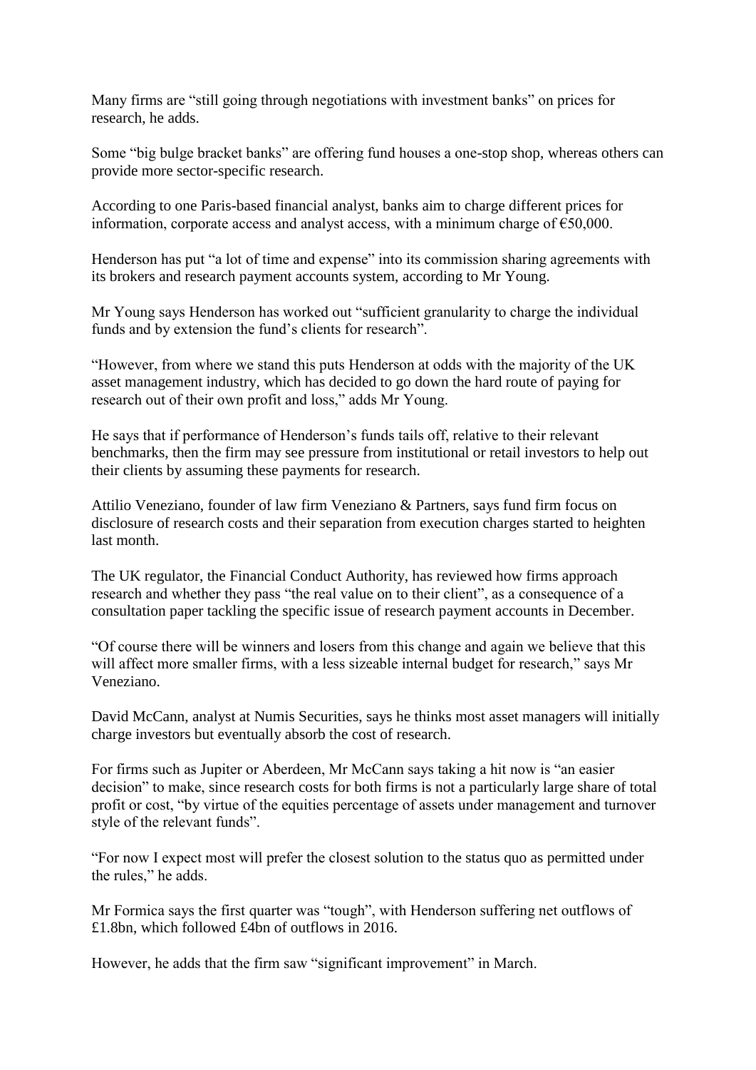Many firms are "still going through negotiations with investment banks" on prices for research, he adds.

Some "big bulge bracket banks" are offering fund houses a one-stop shop, whereas others can provide more sector-specific research.

According to one Paris-based financial analyst, banks aim to charge different prices for information, corporate access and analyst access, with a minimum charge of €50,000.

Henderson has put "a lot of time and expense" into its commission sharing agreements with its brokers and research payment accounts system, according to Mr Young.

Mr Young says Henderson has worked out "sufficient granularity to charge the individual funds and by extension the fund's clients for research".

"However, from where we stand this puts Henderson at odds with the majority of the UK asset management industry, which has decided to go down the hard route of paying for research out of their own profit and loss," adds Mr Young.

He says that if performance of Henderson's funds tails off, relative to their relevant benchmarks, then the firm may see pressure from institutional or retail investors to help out their clients by assuming these payments for research.

Attilio Veneziano, founder of law firm Veneziano & Partners, says fund firm focus on disclosure of research costs and their separation from execution charges started to heighten last month.

The UK regulator, the Financial Conduct Authority, has reviewed how firms approach research and whether they pass "the real value on to their client", as a consequence of a consultation paper tackling the specific issue of research payment accounts in December.

"Of course there will be winners and losers from this change and again we believe that this will affect more smaller firms, with a less sizeable internal budget for research," says Mr Veneziano.

David McCann, analyst at Numis Securities, says he thinks most asset managers will initially charge investors but eventually absorb the cost of research.

For firms such as Jupiter or Aberdeen, Mr McCann says taking a hit now is "an easier decision" to make, since research costs for both firms is not a particularly large share of total profit or cost, "by virtue of the equities percentage of assets under management and turnover style of the relevant funds".

"For now I expect most will prefer the closest solution to the status quo as permitted under the rules," he adds.

Mr Formica says the first quarter was "tough", with Henderson suffering net outflows of £1.8bn, which followed £4bn of outflows in 2016.

However, he adds that the firm saw "significant improvement" in March.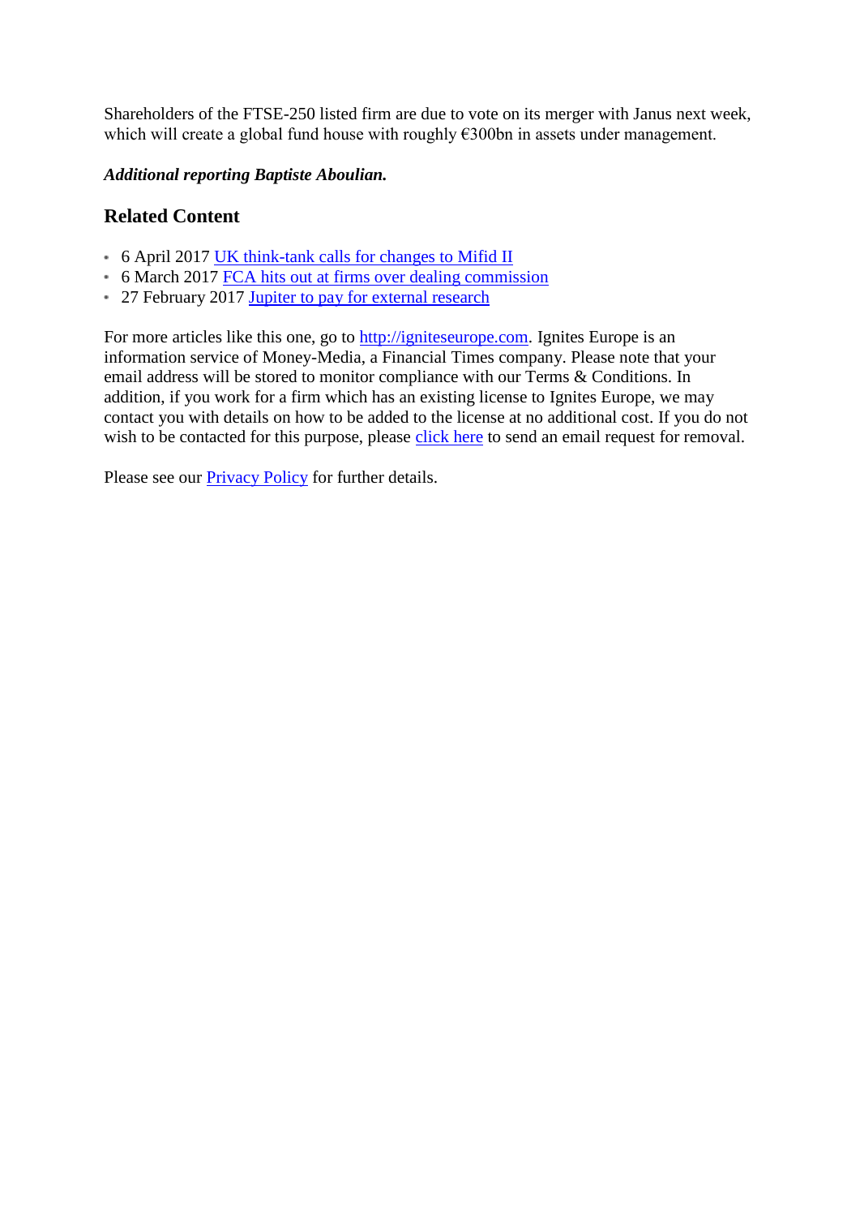Shareholders of the FTSE-250 listed firm are due to vote on its merger with Janus next week, which will create a global fund house with roughly €300bn in assets under management.

***Additional reporting Baptiste Aboulian.***

## Related Content

- 6 April 2017 UK think-tank calls for changes to Mifid II
- 6 March 2017 FCA hits out at firms over dealing commission
- 27 February 2017 Jupiter to pay for external research

For more articles like this one, go to http://igniteseurope.com. Ignites Europe is an information service of Money-Media, a Financial Times company. Please note that your email address will be stored to monitor compliance with our Terms & Conditions. In addition, if you work for a firm which has an existing license to Ignites Europe, we may contact you with details on how to be added to the license at no additional cost. If you do not wish to be contacted for this purpose, please click here to send an email request for removal.

Please see our Privacy Policy for further details.